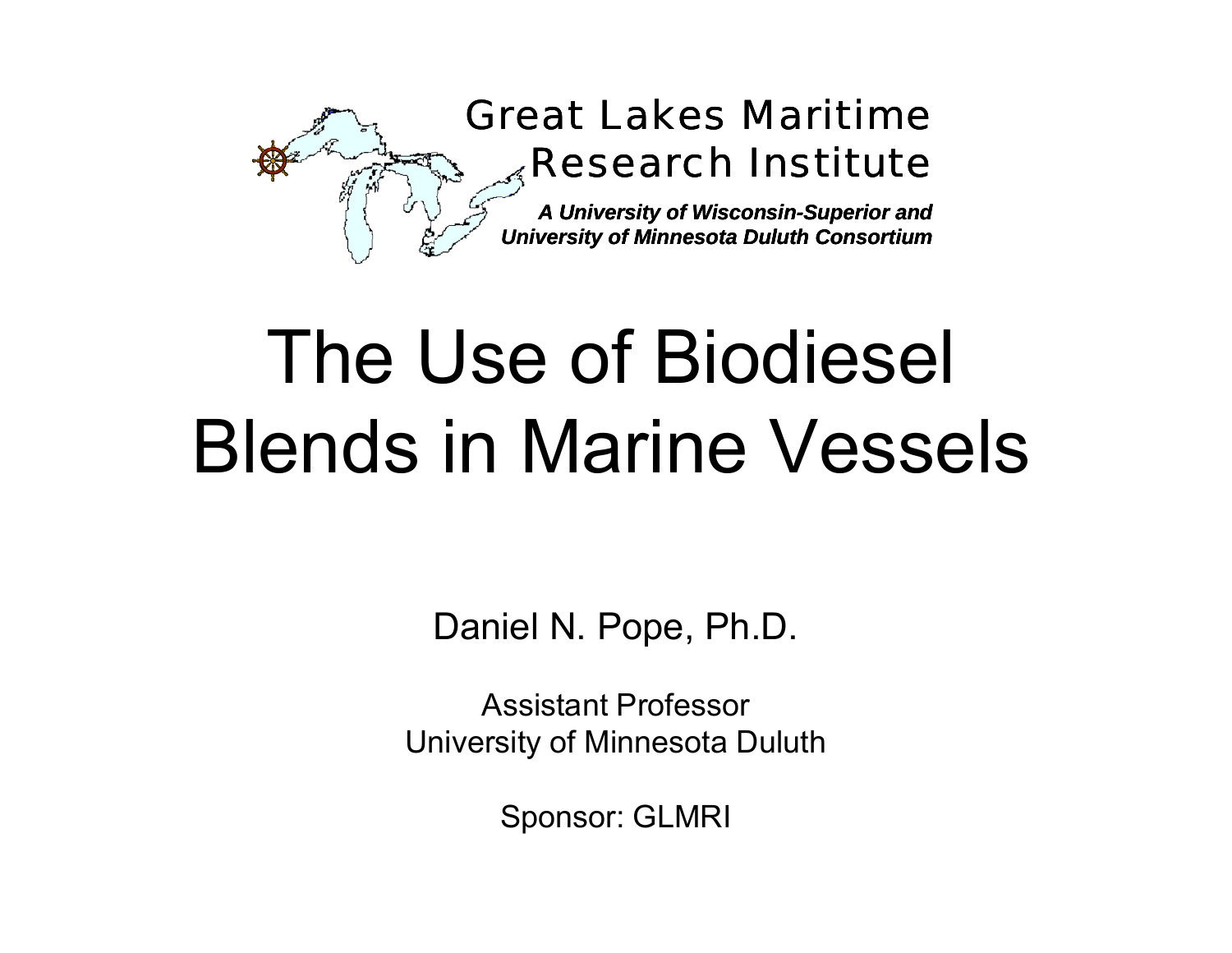Great Lakes Maritime Research Institute

*A University of Wisconsin-Superior and University of Minnesota Duluth Consortium*

# The Use of Biodiesel Blends in Marine Vessels

Daniel N. Pope, Ph.D.

Assistant Professor
University of Minnesota Duluth

Sponsor: GLMRI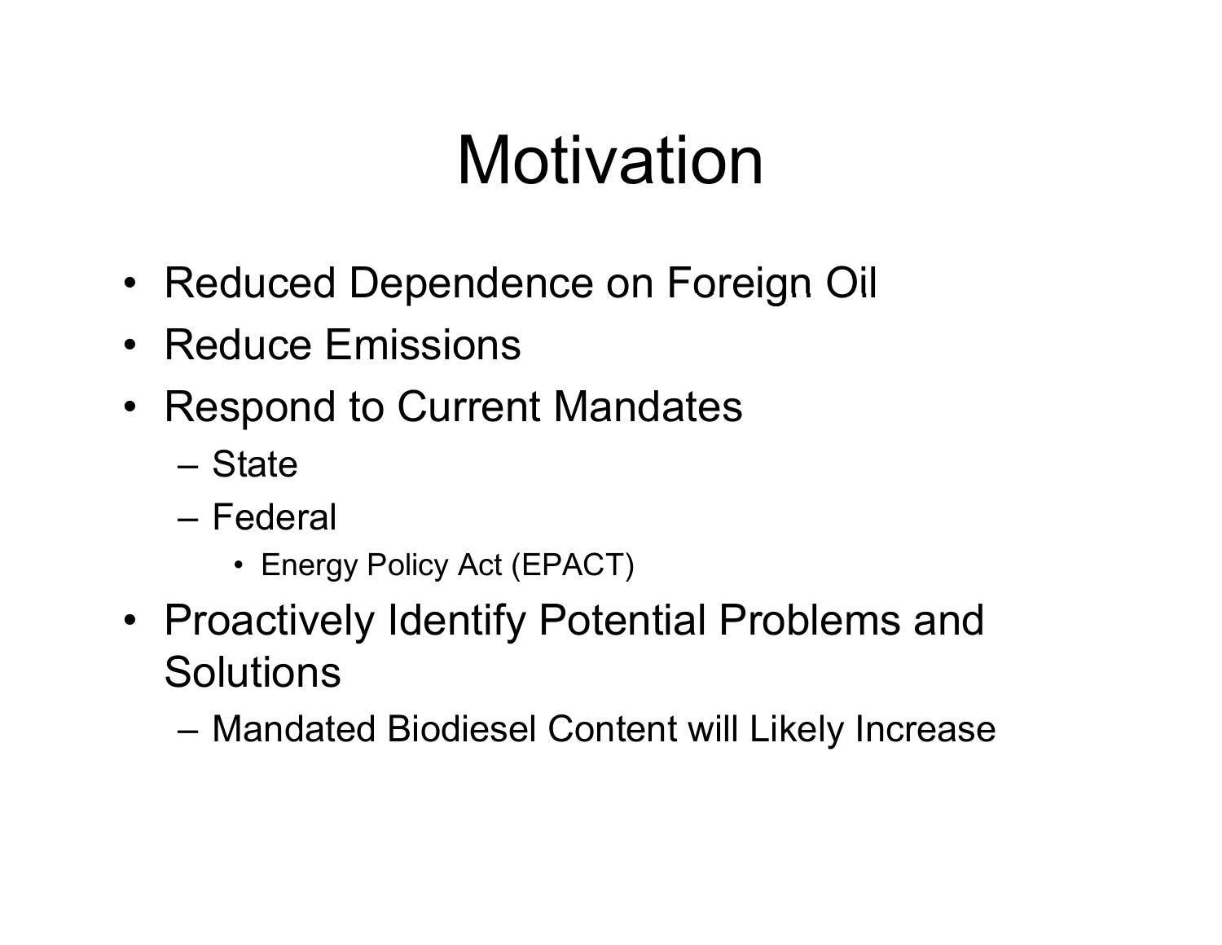# Motivation

- Reduced Dependence on Foreign Oil
- Reduce Emissions
- Respond to Current Mandates
  - State
  - Federal
    - Energy Policy Act (EPACT)
- Proactively Identify Potential Problems and Solutions
  - Mandated Biodiesel Content will Likely Increase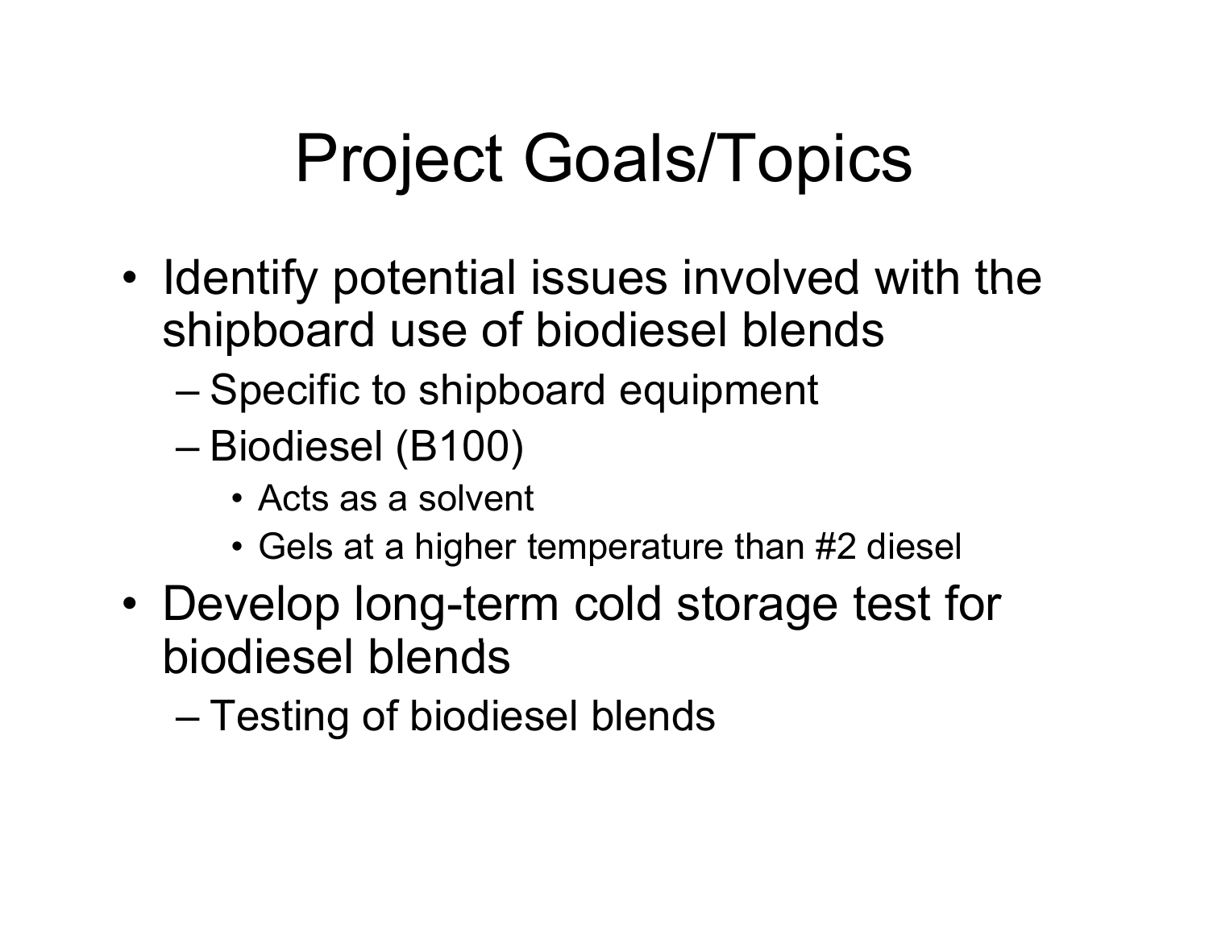# Project Goals/Topics

- Identify potential issues involved with the shipboard use of biodiesel blends
  - Specific to shipboard equipment
  - Biodiesel (B100)
    - Acts as a solvent
    - Gels at a higher temperature than #2 diesel
- Develop long-term cold storage test for biodiesel blends
  - Testing of biodiesel blends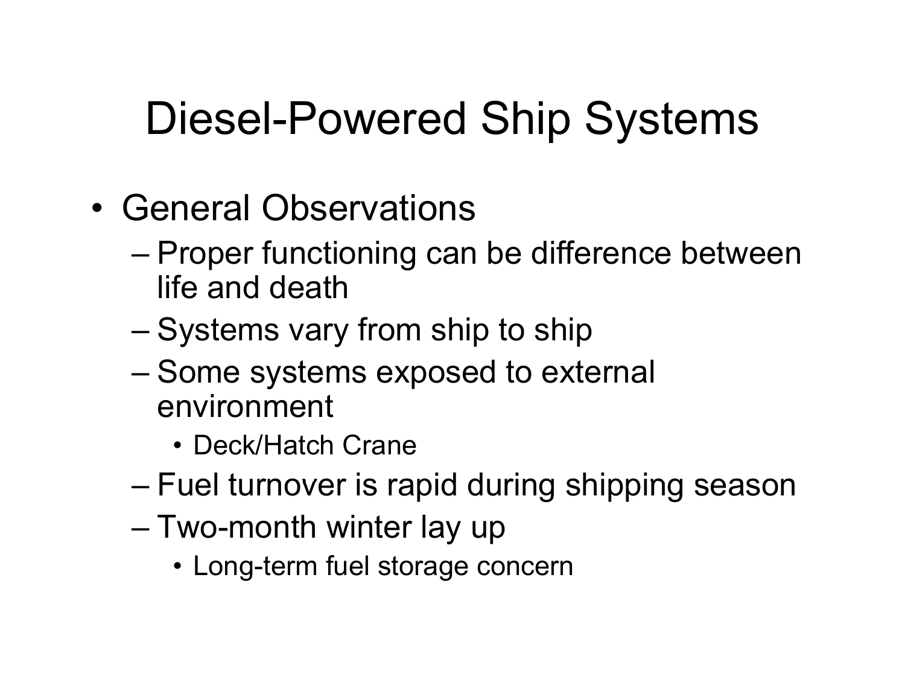# Diesel-Powered Ship Systems

- General Observations
  - Proper functioning can be difference between life and death
  - Systems vary from ship to ship
  - Some systems exposed to external environment
    - Deck/Hatch Crane
  - Fuel turnover is rapid during shipping season
  - Two-month winter lay up
    - Long-term fuel storage concern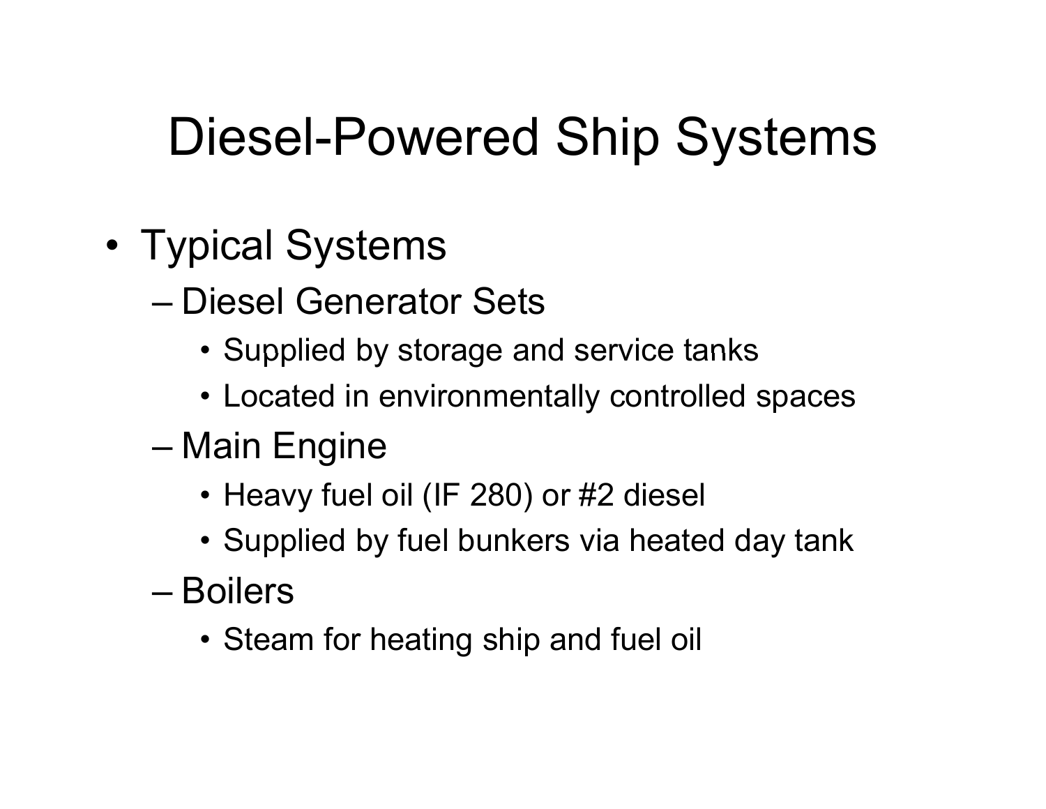# Diesel-Powered Ship Systems

- Typical Systems
  - Diesel Generator Sets
    - Supplied by storage and service tanks
    - Located in environmentally controlled spaces
  - Main Engine
    - Heavy fuel oil (IF 280) or #2 diesel
    - Supplied by fuel bunkers via heated day tank
  - Boilers
    - Steam for heating ship and fuel oil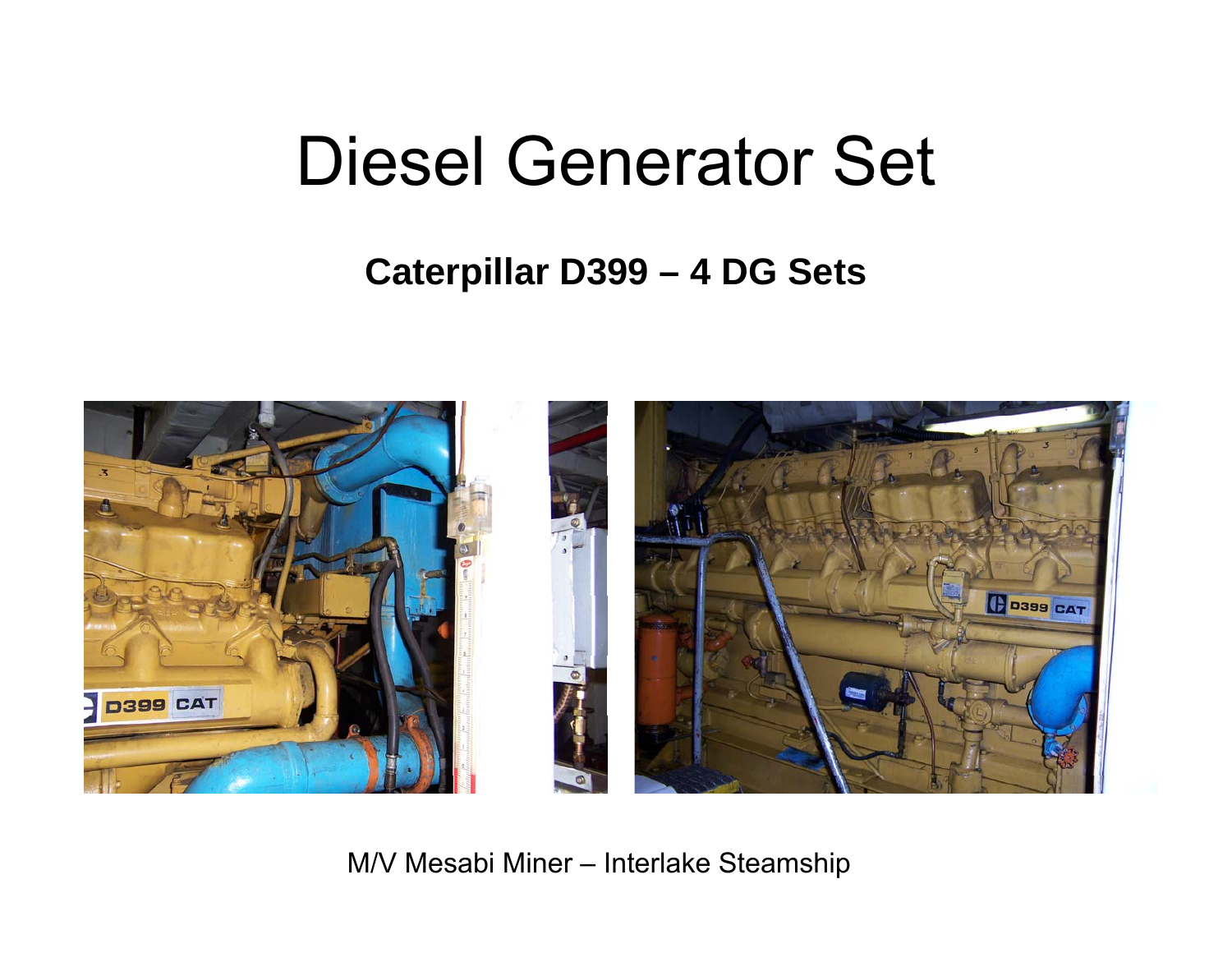# Diesel Generator Set

**Caterpillar D399 – 4 DG Sets**

M/V Mesabi Miner – Interlake Steamship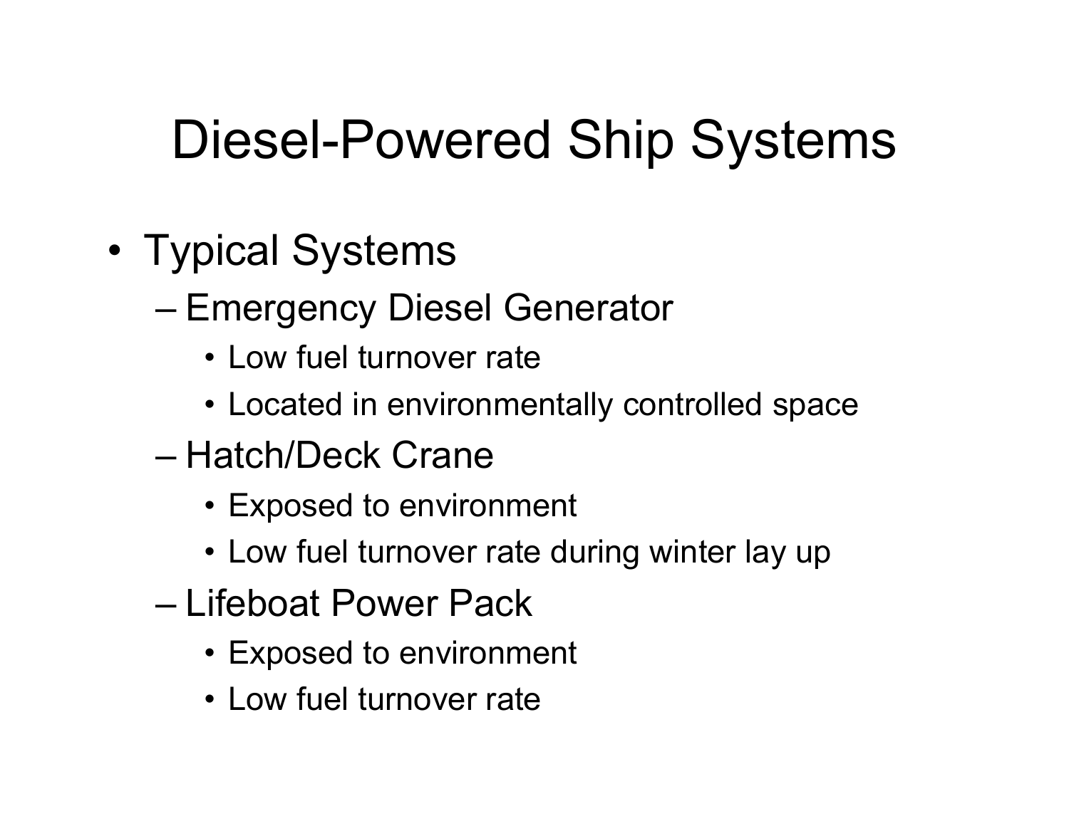# Diesel-Powered Ship Systems

- Typical Systems
  - Emergency Diesel Generator
    - Low fuel turnover rate
    - Located in environmentally controlled space
  - Hatch/Deck Crane
    - Exposed to environment
    - Low fuel turnover rate during winter lay up
  - Lifeboat Power Pack
    - Exposed to environment
    - Low fuel turnover rate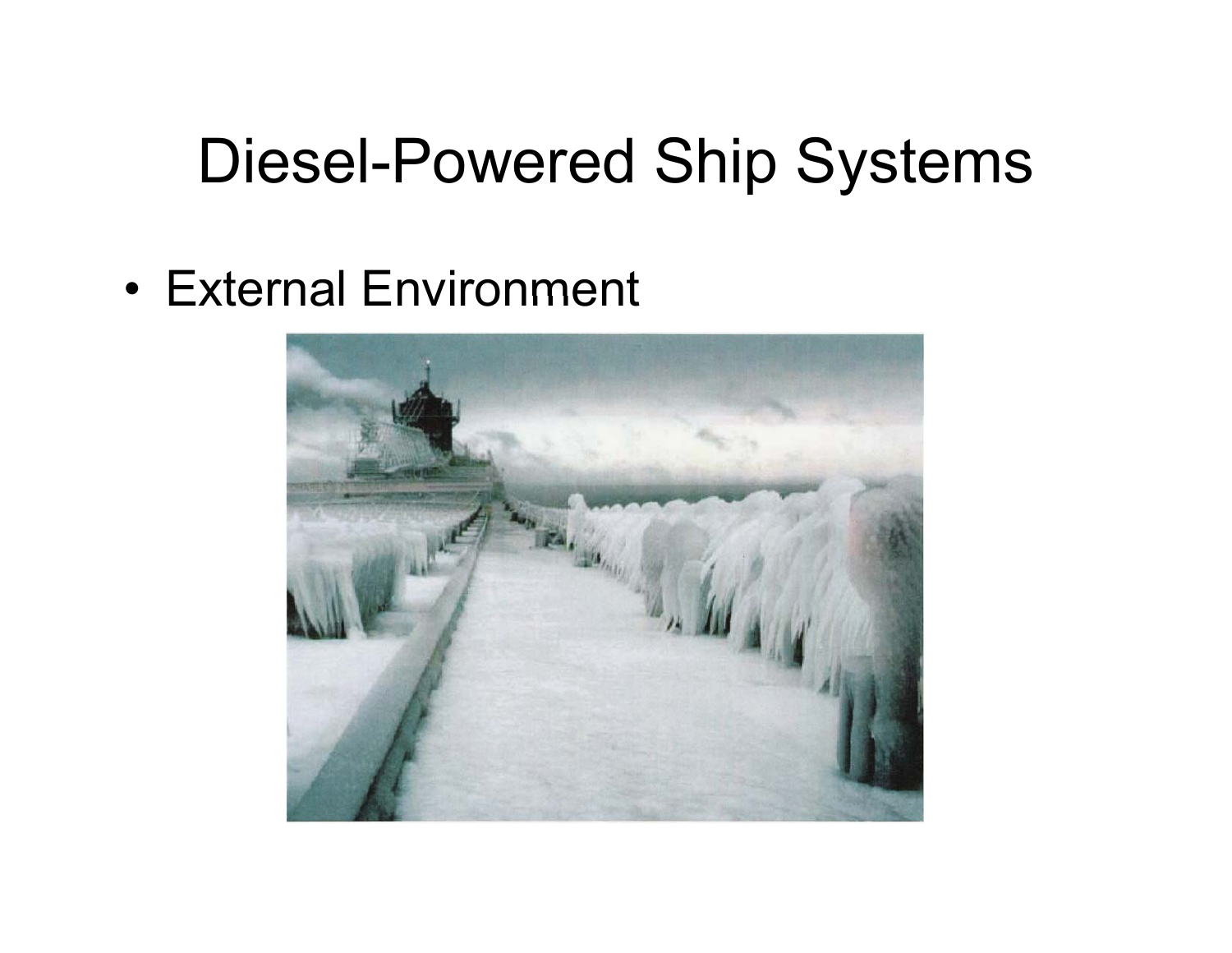# Diesel-Powered Ship Systems

- External Environment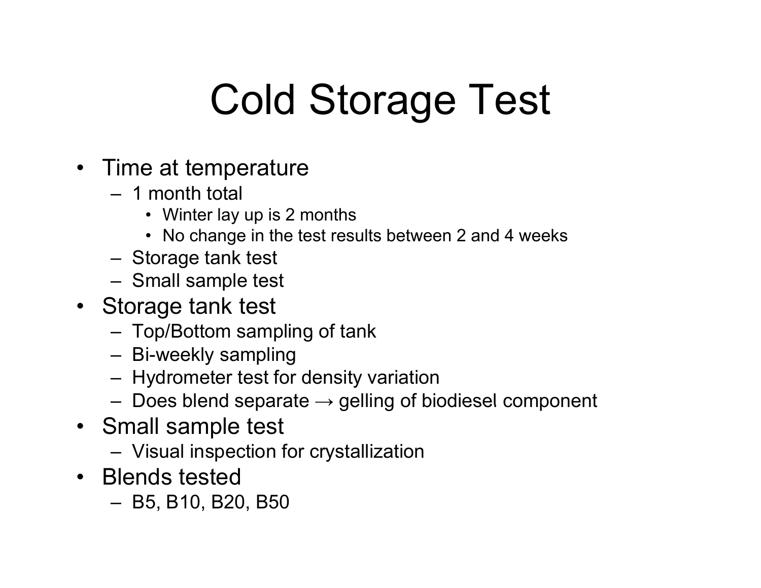# Cold Storage Test

- Time at temperature
  - 1 month total
    - Winter lay up is 2 months
    - No change in the test results between 2 and 4 weeks
  - Storage tank test
  - Small sample test
- Storage tank test
  - Top/Bottom sampling of tank
  - Bi-weekly sampling
  - Hydrometer test for density variation
  - Does blend separate → gelling of biodiesel component
- Small sample test
  - Visual inspection for crystallization
- Blends tested
  - B5, B10, B20, B50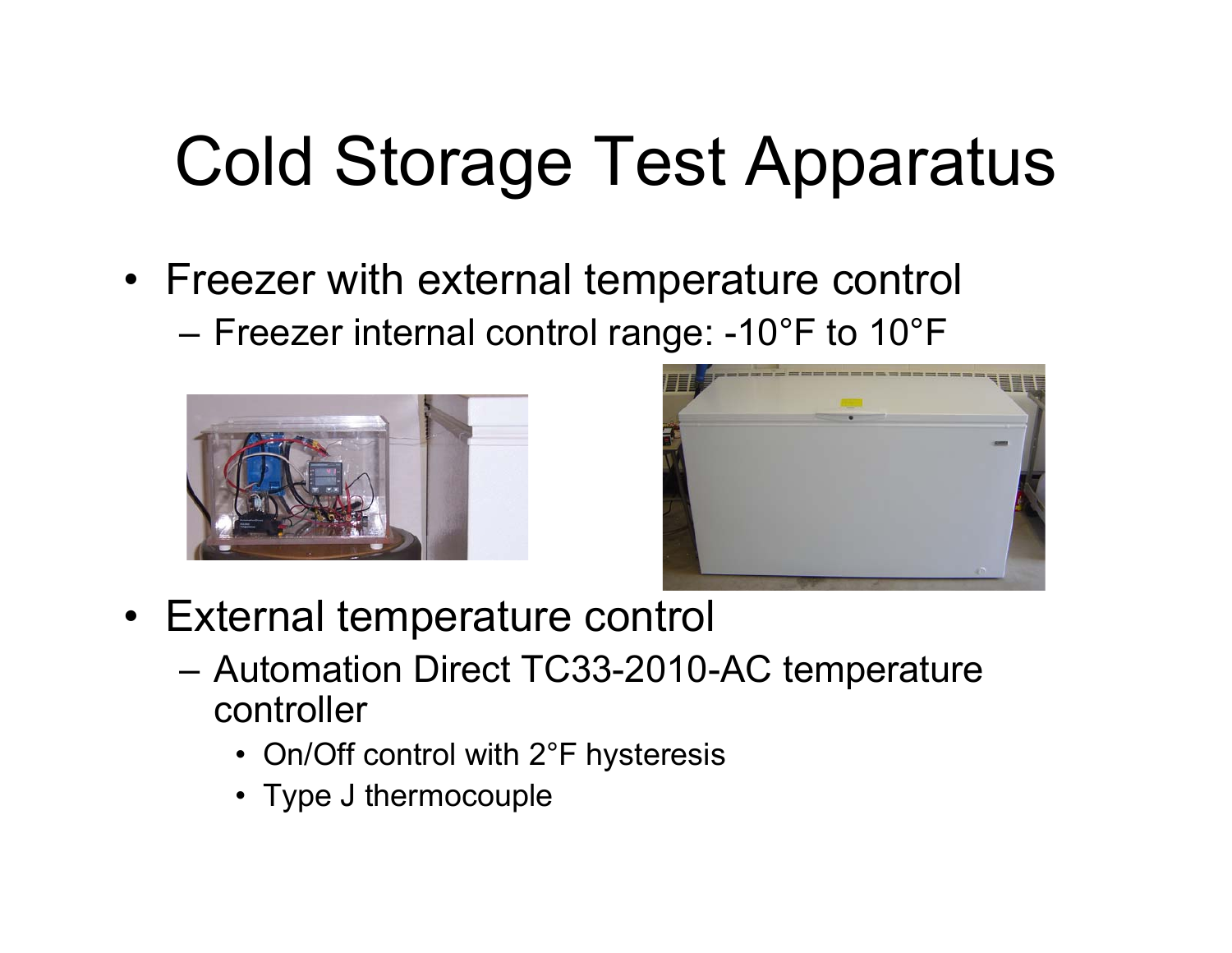# Cold Storage Test Apparatus

- Freezer with external temperature control
  - Freezer internal control range: -10°F to 10°F
- External temperature control
  - Automation Direct TC33-2010-AC temperature controller
    - On/Off control with 2°F hysteresis
    - Type J thermocouple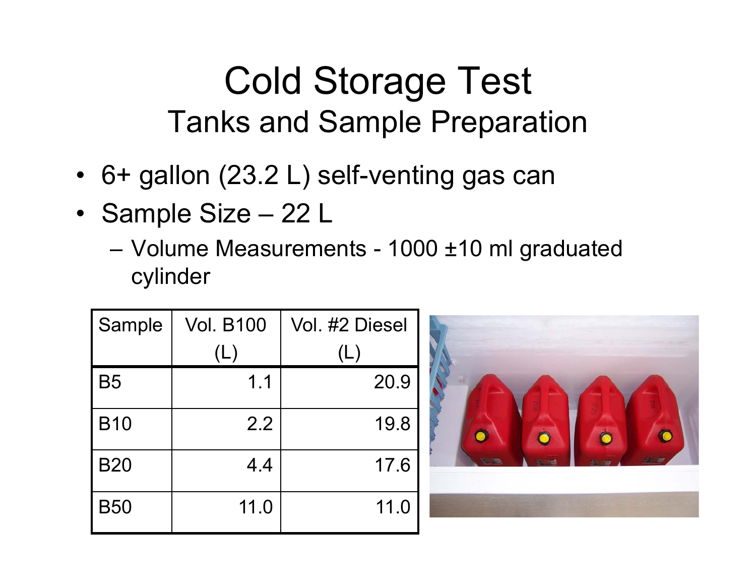# Cold Storage Test

## Tanks and Sample Preparation

- 6+ gallon (23.2 L) self-venting gas can
- Sample Size – 22 L
  - Volume Measurements - 1000 ±10 ml graduated cylinder

| Sample | Vol. B100 (L) | Vol. #2 Diesel (L) |
|---|---|---|
| B5 | 1.1 | 20.9 |
| B10 | 2.2 | 19.8 |
| B20 | 4.4 | 17.6 |
| B50 | 11.0 | 11.0 |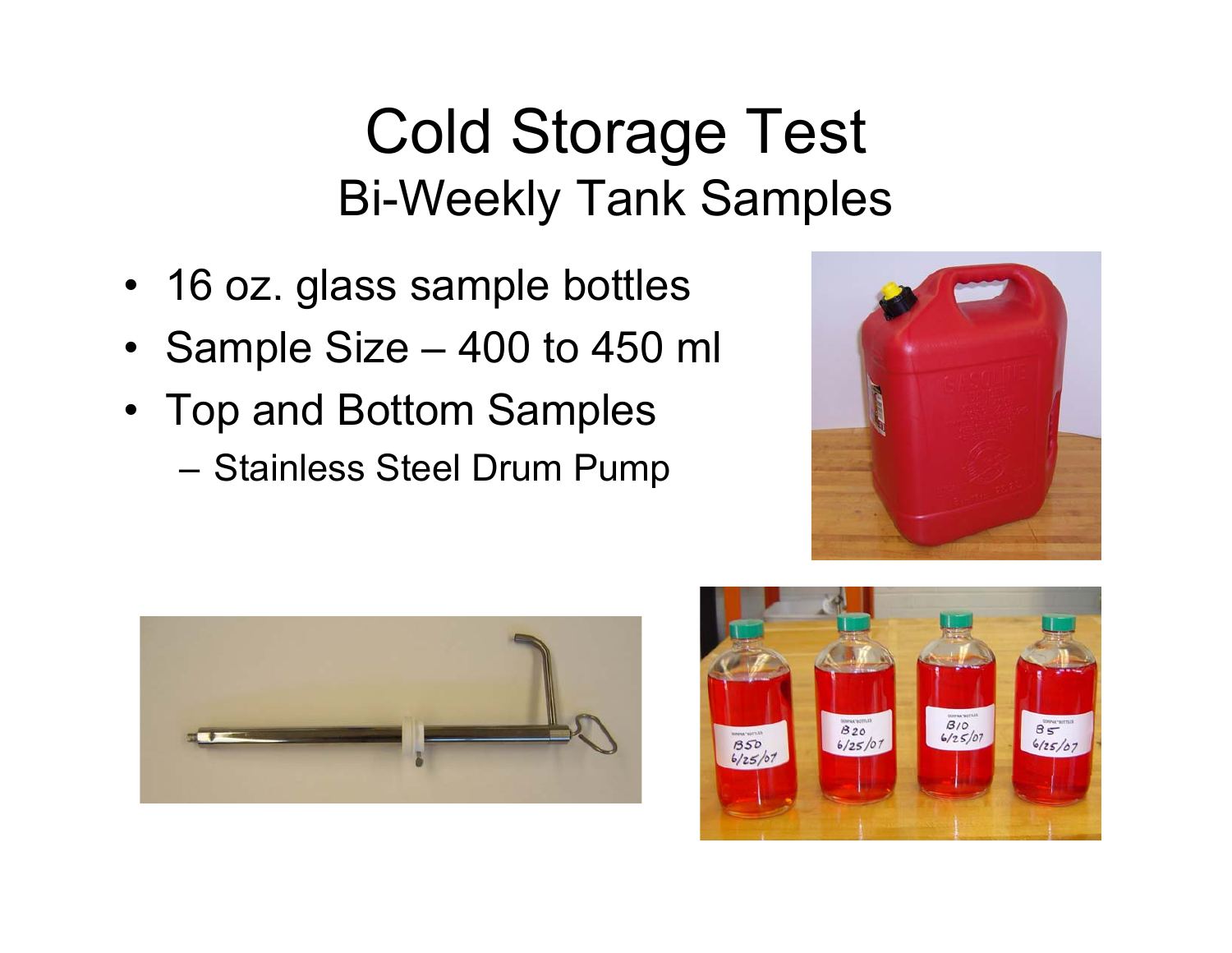# Cold Storage Test

## Bi-Weekly Tank Samples

- 16 oz. glass sample bottles
- Sample Size – 400 to 450 ml
- Top and Bottom Samples
  - Stainless Steel Drum Pump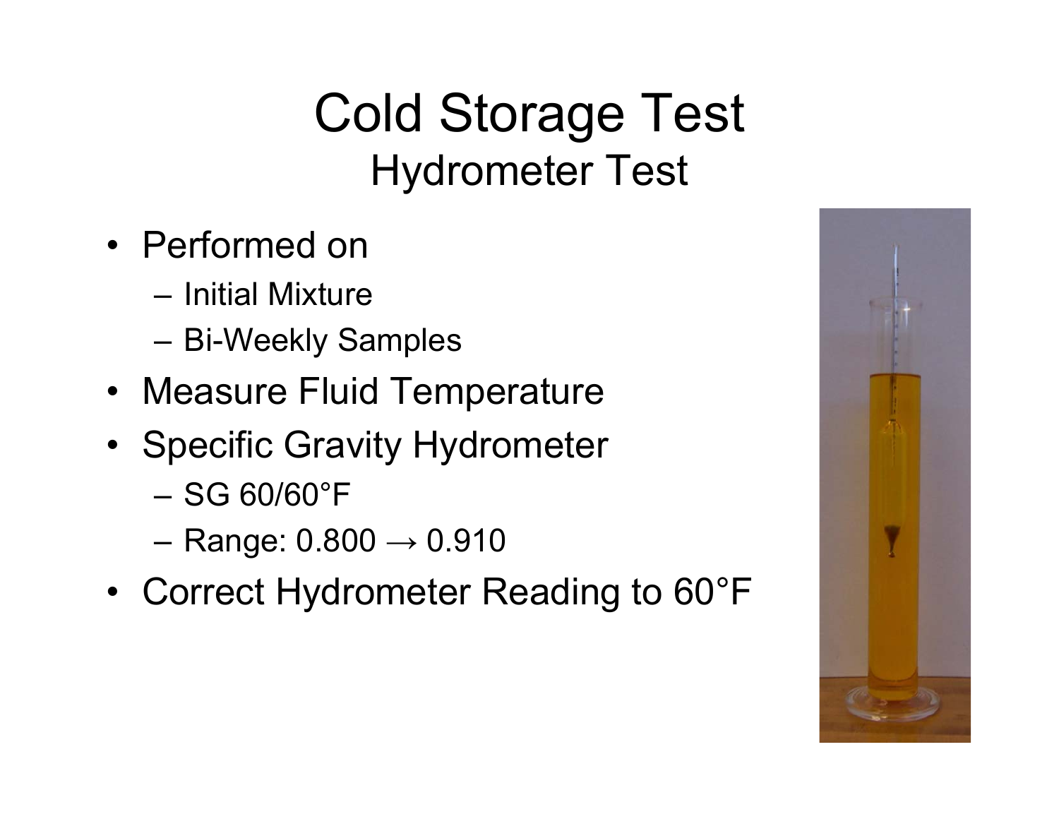# Cold Storage Test

## Hydrometer Test

- Performed on
  - Initial Mixture
  - Bi-Weekly Samples
- Measure Fluid Temperature
- Specific Gravity Hydrometer
  - SG 60/60°F
  - Range: 0.800 → 0.910
- Correct Hydrometer Reading to 60°F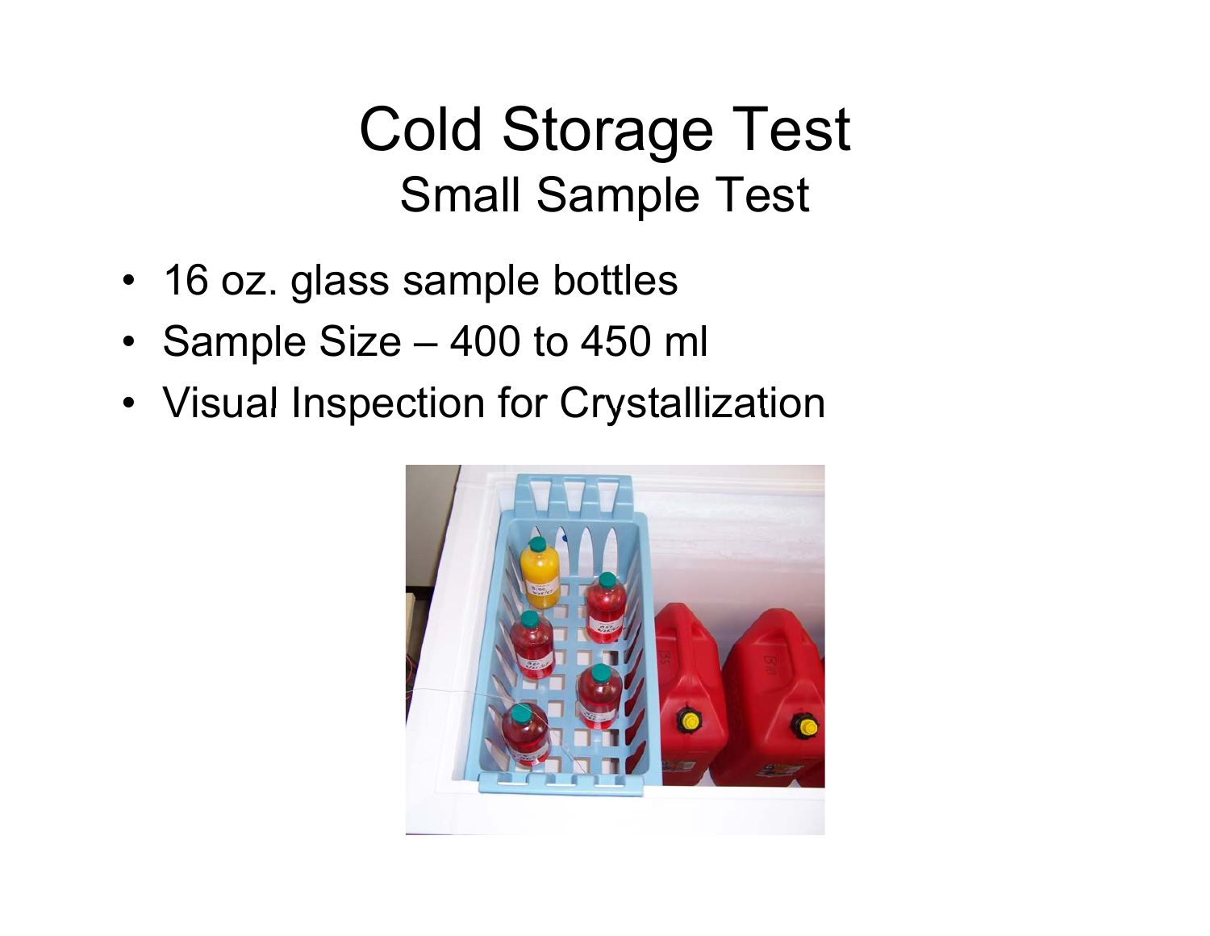# Cold Storage Test

## Small Sample Test

- 16 oz. glass sample bottles
- Sample Size – 400 to 450 ml
- Visual Inspection for Crystallization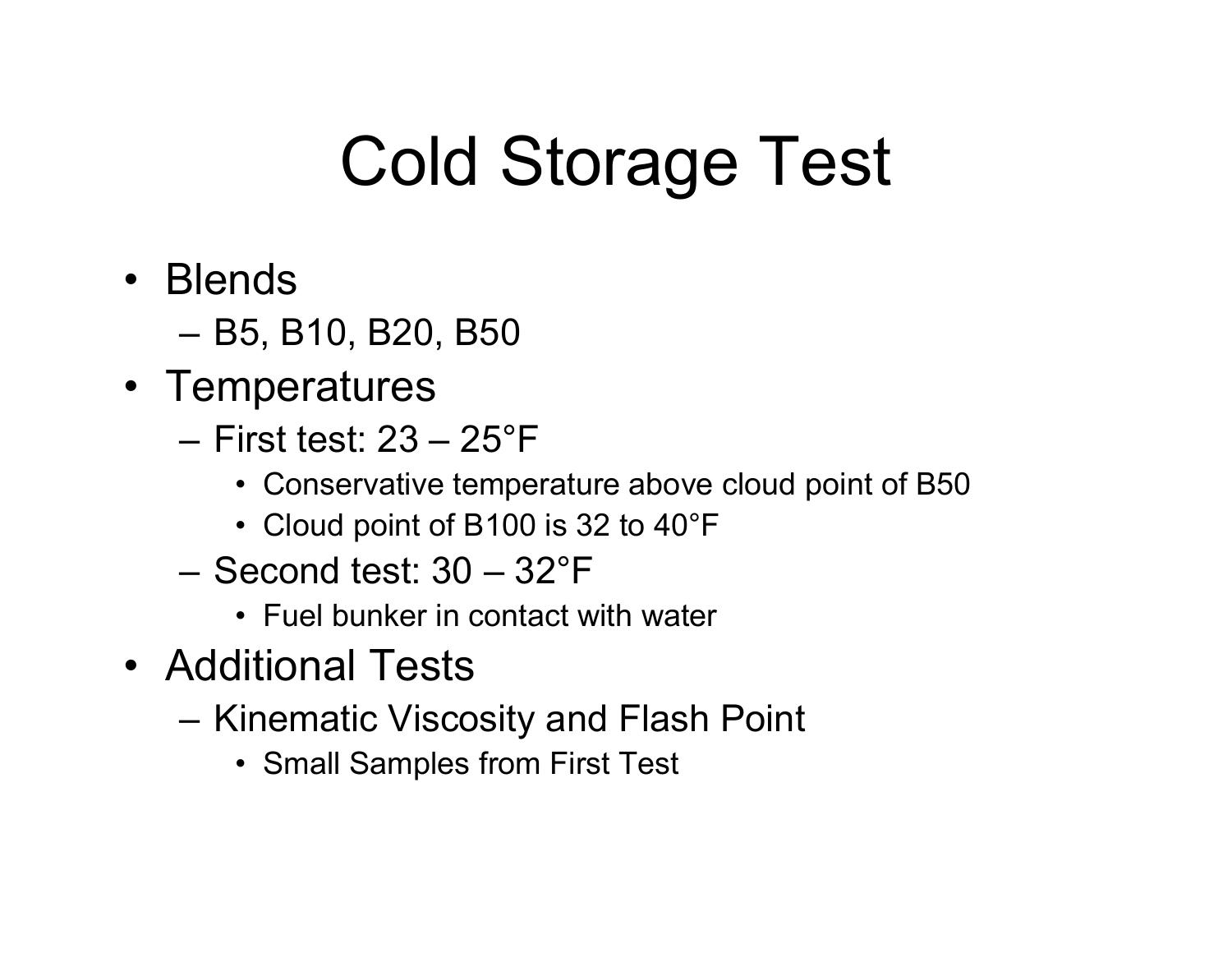# Cold Storage Test

- Blends
  - B5, B10, B20, B50
- Temperatures
  - First test: 23 – 25°F
    - Conservative temperature above cloud point of B50
    - Cloud point of B100 is 32 to 40°F
  - Second test: 30 – 32°F
    - Fuel bunker in contact with water
- Additional Tests
  - Kinematic Viscosity and Flash Point
    - Small Samples from First Test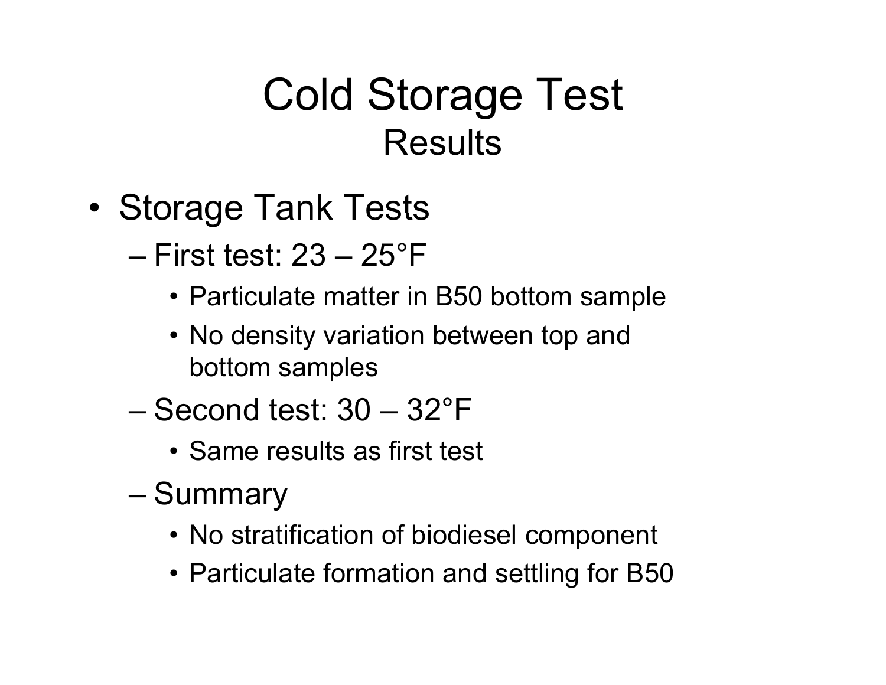# Cold Storage Test

## Results

- Storage Tank Tests
  - First test: 23 – 25°F
    - Particulate matter in B50 bottom sample
    - No density variation between top and bottom samples
  - Second test: 30 – 32°F
    - Same results as first test
  - Summary
    - No stratification of biodiesel component
    - Particulate formation and settling for B50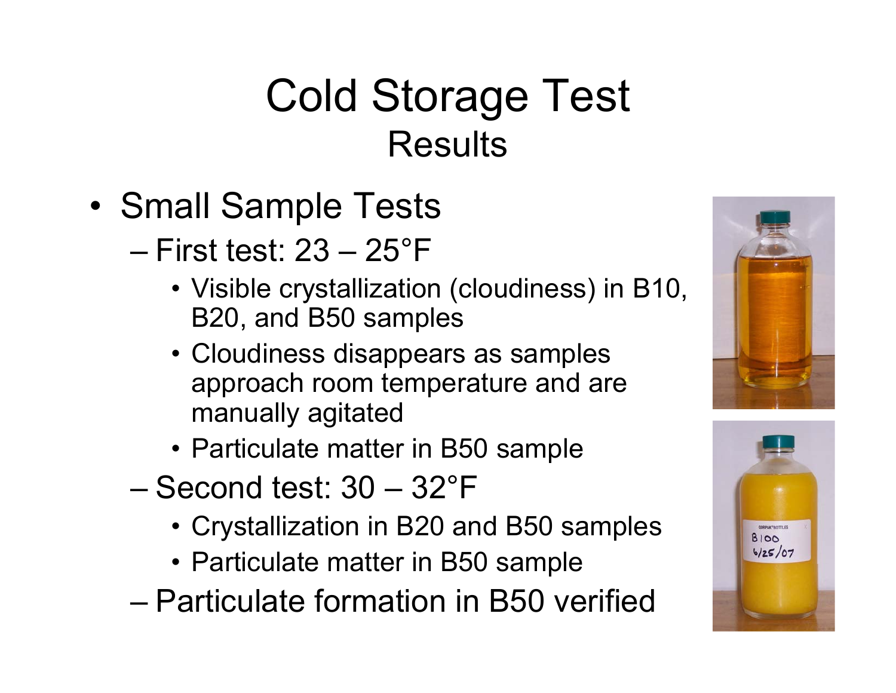# Cold Storage Test

## Results

- Small Sample Tests
  - First test: 23 – 25°F
    - Visible crystallization (cloudiness) in B10, B20, and B50 samples
    - Cloudiness disappears as samples approach room temperature and are manually agitated
    - Particulate matter in B50 sample
  - Second test: 30 – 32°F
    - Crystallization in B20 and B50 samples
    - Particulate matter in B50 sample
  - Particulate formation in B50 verified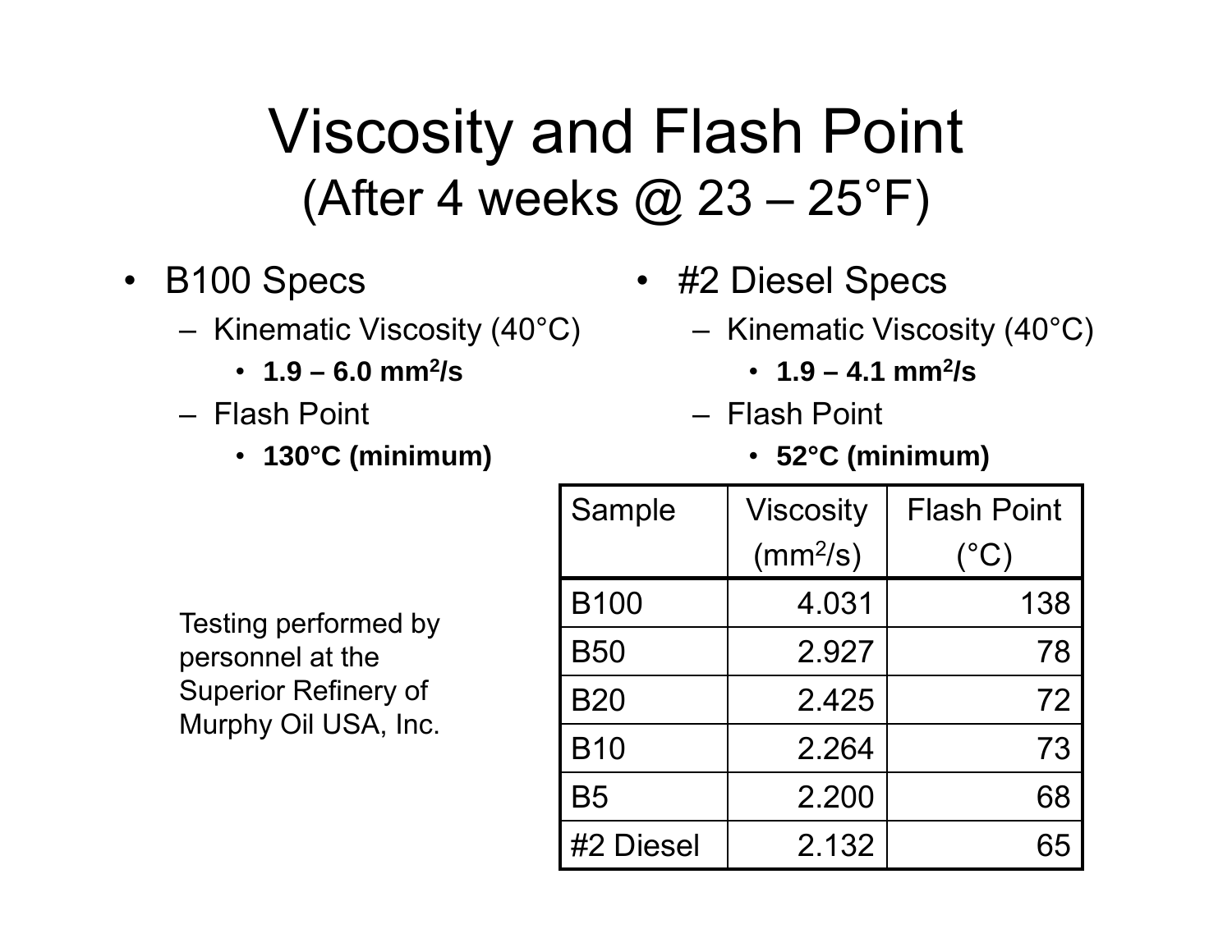# Viscosity and Flash Point
## (After 4 weeks @ 23 – 25°F)

- B100 Specs
  - Kinematic Viscosity (40°C)
    - **1.9 – 6.0 mm$^2$/s**
  - Flash Point
    - **130°C (minimum)**

- #2 Diesel Specs
  - Kinematic Viscosity (40°C)
    - **1.9 – 4.1 mm$^2$/s**
  - Flash Point
    - **52°C (minimum)**

| Sample | Viscosity (mm$^2$/s) | Flash Point (°C) |
|---|---:|---:|
| B100 | 4.031 | 138 |
| B50 | 2.927 | 78 |
| B20 | 2.425 | 72 |
| B10 | 2.264 | 73 |
| B5 | 2.200 | 68 |
| #2 Diesel | 2.132 | 65 |

Testing performed by personnel at the Superior Refinery of Murphy Oil USA, Inc.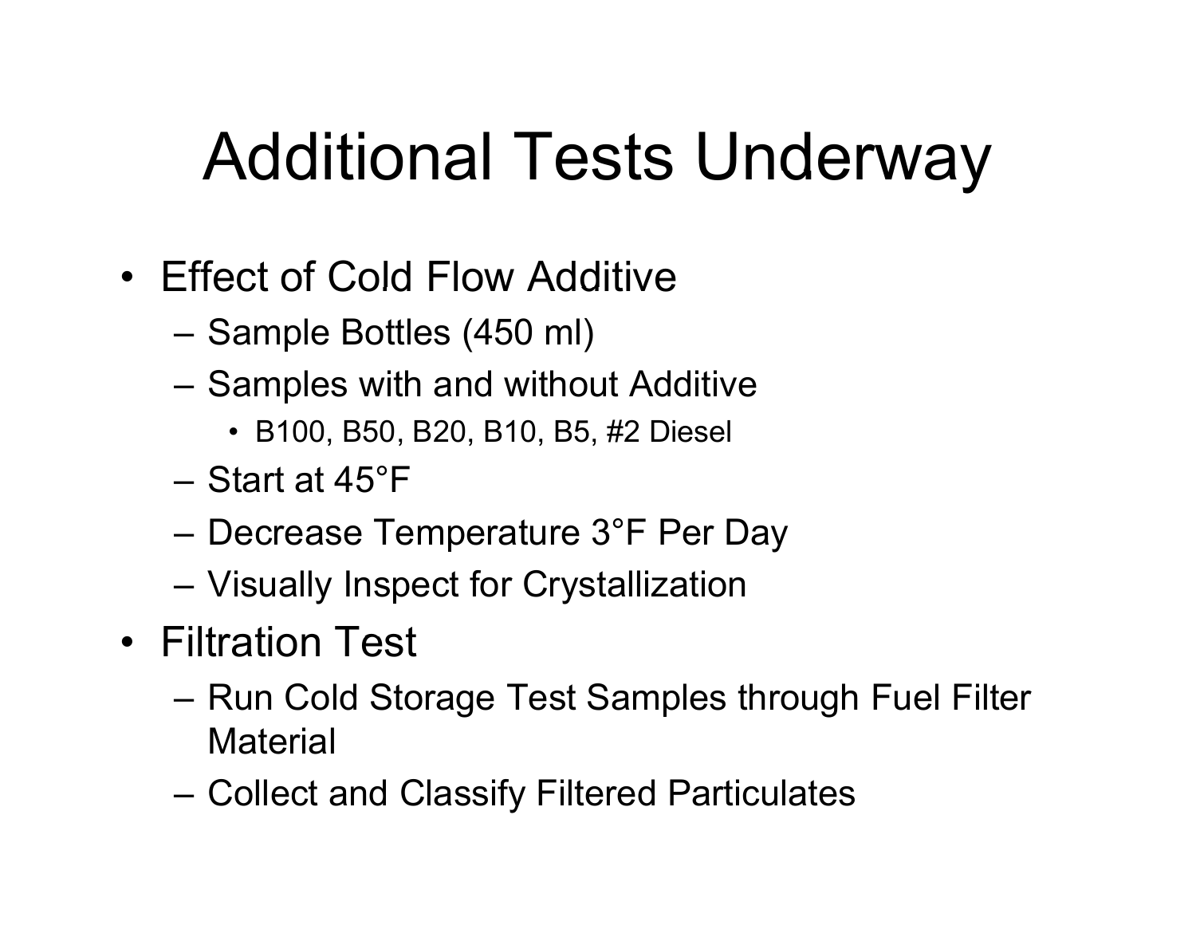# Additional Tests Underway

- Effect of Cold Flow Additive
  - Sample Bottles (450 ml)
  - Samples with and without Additive
    - B100, B50, B20, B10, B5, #2 Diesel
  - Start at 45°F
  - Decrease Temperature 3°F Per Day
  - Visually Inspect for Crystallization
- Filtration Test
  - Run Cold Storage Test Samples through Fuel Filter Material
  - Collect and Classify Filtered Particulates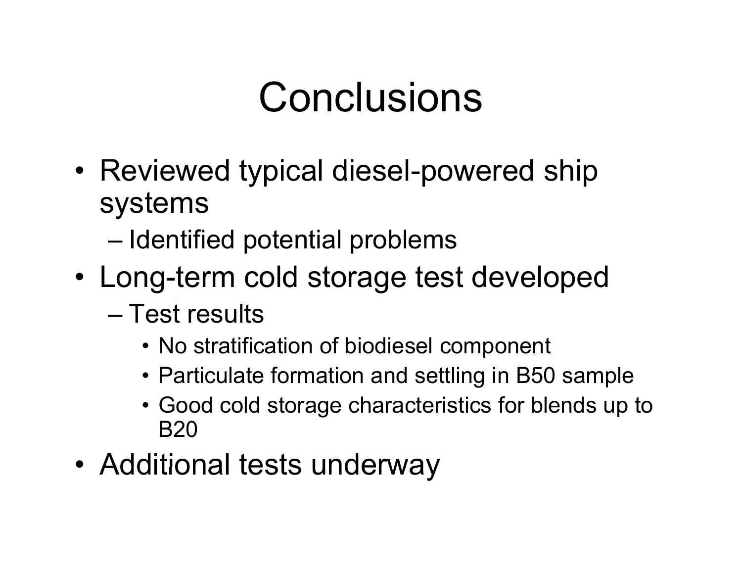# Conclusions

- Reviewed typical diesel-powered ship systems
  - Identified potential problems
- Long-term cold storage test developed
  - Test results
    - No stratification of biodiesel component
    - Particulate formation and settling in B50 sample
    - Good cold storage characteristics for blends up to B20
- Additional tests underway